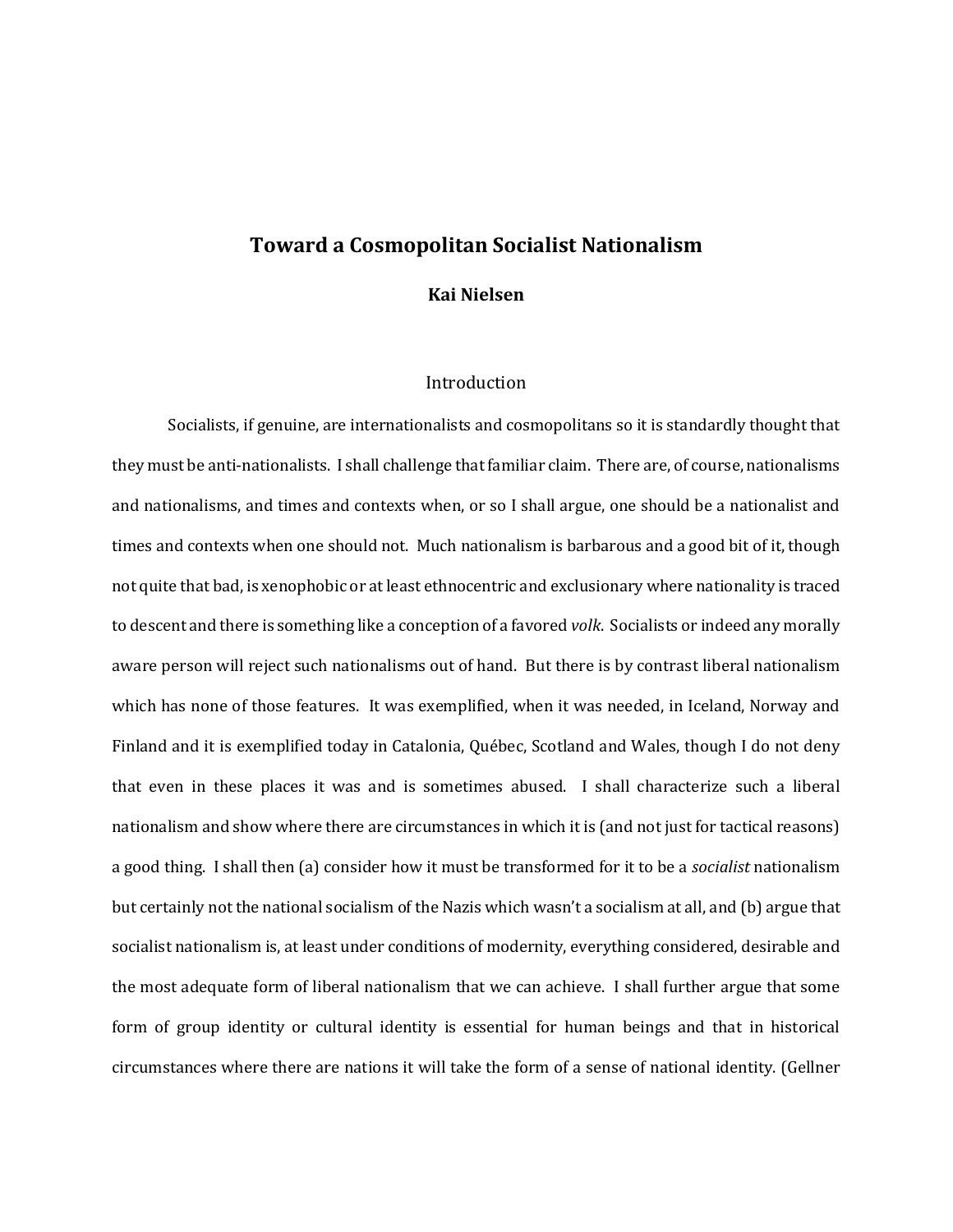# Toward a Cosmopolitan Socialist Nationalism

**Kai Nielsen**

## Introduction

Socialists, if genuine, are internationalists and cosmopolitans so it is standardly thought that they must be anti-nationalists. I shall challenge that familiar claim. There are, of course, nationalisms and nationalisms, and times and contexts when, or so I shall argue, one should be a nationalist and times and contexts when one should not. Much nationalism is barbarous and a good bit of it, though not quite that bad, is xenophobic or at least ethnocentric and exclusionary where nationality is traced to descent and there is something like a conception of a favored *volk*. Socialists or indeed any morally aware person will reject such nationalisms out of hand. But there is by contrast liberal nationalism which has none of those features. It was exemplified, when it was needed, in Iceland, Norway and Finland and it is exemplified today in Catalonia, Québec, Scotland and Wales, though I do not deny that even in these places it was and is sometimes abused. I shall characterize such a liberal nationalism and show where there are circumstances in which it is (and not just for tactical reasons) a good thing. I shall then (a) consider how it must be transformed for it to be a *socialist* nationalism but certainly not the national socialism of the Nazis which wasn't a socialism at all, and (b) argue that socialist nationalism is, at least under conditions of modernity, everything considered, desirable and the most adequate form of liberal nationalism that we can achieve. I shall further argue that some form of group identity or cultural identity is essential for human beings and that in historical circumstances where there are nations it will take the form of a sense of national identity. (Gellner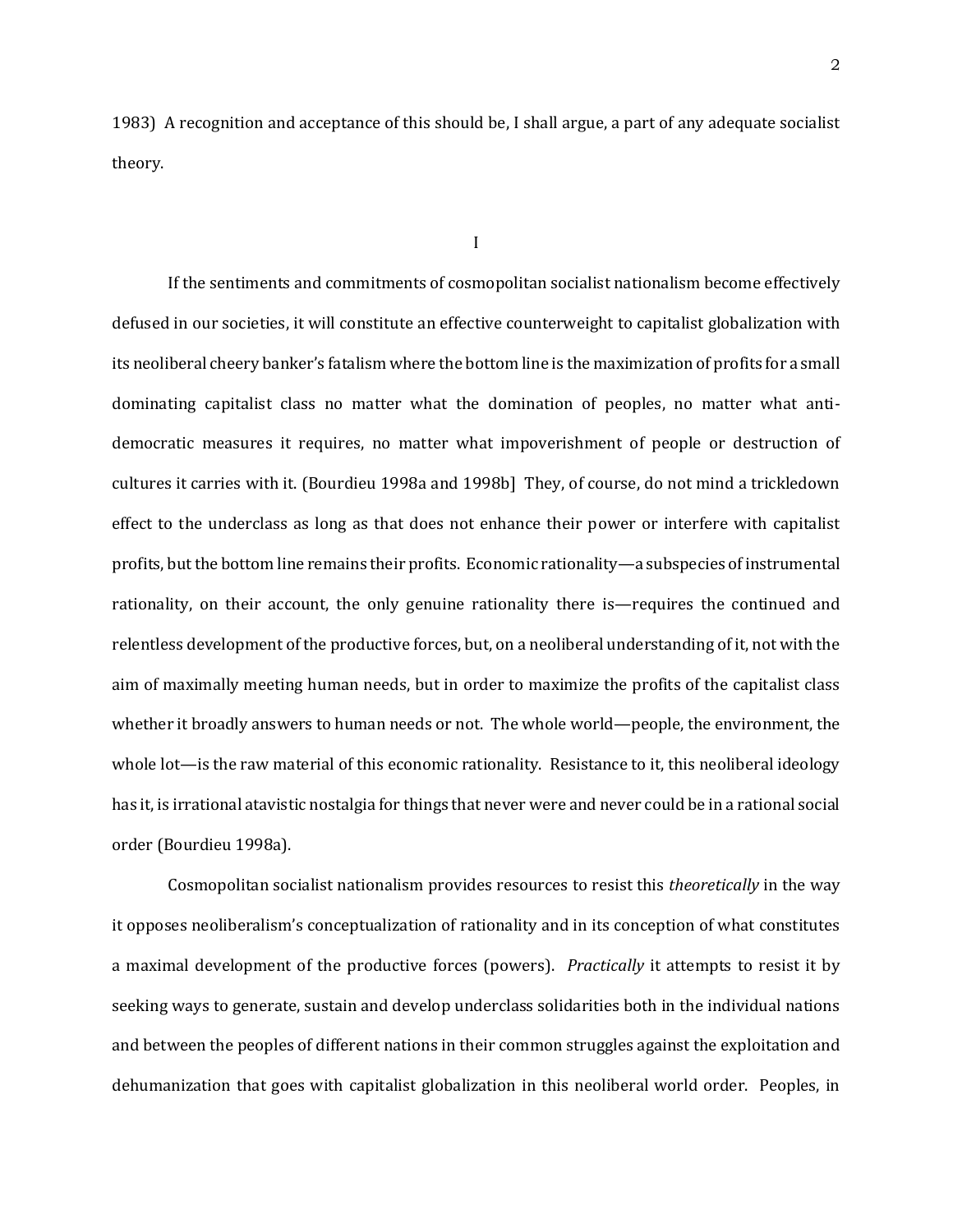1983) A recognition and acceptance of this should be, I shall argue, a part of any adequate socialist theory.

## I

If the sentiments and commitments of cosmopolitan socialist nationalism become effectively defused in our societies, it will constitute an effective counterweight to capitalist globalization with its neoliberal cheery banker's fatalism where the bottom line is the maximization of profits for a small dominating capitalist class no matter what the domination of peoples, no matter what anti-democratic measures it requires, no matter what impoverishment of people or destruction of cultures it carries with it. (Bourdieu 1998a and 1998b] They, of course, do not mind a trickledown effect to the underclass as long as that does not enhance their power or interfere with capitalist profits, but the bottom line remains their profits. Economic rationality—a subspecies of instrumental rationality, on their account, the only genuine rationality there is—requires the continued and relentless development of the productive forces, but, on a neoliberal understanding of it, not with the aim of maximally meeting human needs, but in order to maximize the profits of the capitalist class whether it broadly answers to human needs or not. The whole world—people, the environment, the whole lot—is the raw material of this economic rationality. Resistance to it, this neoliberal ideology has it, is irrational atavistic nostalgia for things that never were and never could be in a rational social order (Bourdieu 1998a).

Cosmopolitan socialist nationalism provides resources to resist this *theoretically* in the way it opposes neoliberalism's conceptualization of rationality and in its conception of what constitutes a maximal development of the productive forces (powers). *Practically* it attempts to resist it by seeking ways to generate, sustain and develop underclass solidarities both in the individual nations and between the peoples of different nations in their common struggles against the exploitation and dehumanization that goes with capitalist globalization in this neoliberal world order. Peoples, in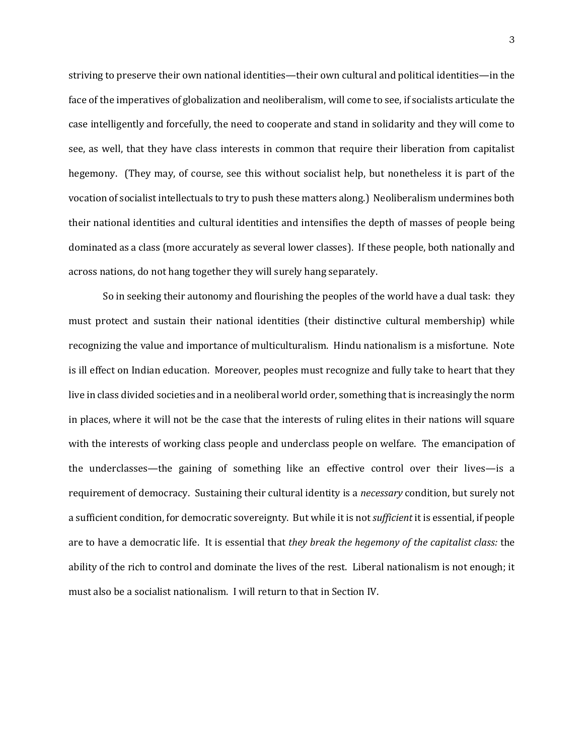striving to preserve their own national identities—their own cultural and political identities—in the face of the imperatives of globalization and neoliberalism, will come to see, if socialists articulate the case intelligently and forcefully, the need to cooperate and stand in solidarity and they will come to see, as well, that they have class interests in common that require their liberation from capitalist hegemony. (They may, of course, see this without socialist help, but nonetheless it is part of the vocation of socialist intellectuals to try to push these matters along.) Neoliberalism undermines both their national identities and cultural identities and intensifies the depth of masses of people being dominated as a class (more accurately as several lower classes). If these people, both nationally and across nations, do not hang together they will surely hang separately.

So in seeking their autonomy and flourishing the peoples of the world have a dual task: they must protect and sustain their national identities (their distinctive cultural membership) while recognizing the value and importance of multiculturalism. Hindu nationalism is a misfortune. Note is ill effect on Indian education. Moreover, peoples must recognize and fully take to heart that they live in class divided societies and in a neoliberal world order, something that is increasingly the norm in places, where it will not be the case that the interests of ruling elites in their nations will square with the interests of working class people and underclass people on welfare. The emancipation of the underclasses—the gaining of something like an effective control over their lives—is a requirement of democracy. Sustaining their cultural identity is a *necessary* condition, but surely not a sufficient condition, for democratic sovereignty. But while it is not *sufficient* it is essential, if people are to have a democratic life. It is essential that *they break the hegemony of the capitalist class:* the ability of the rich to control and dominate the lives of the rest. Liberal nationalism is not enough; it must also be a socialist nationalism. I will return to that in Section IV.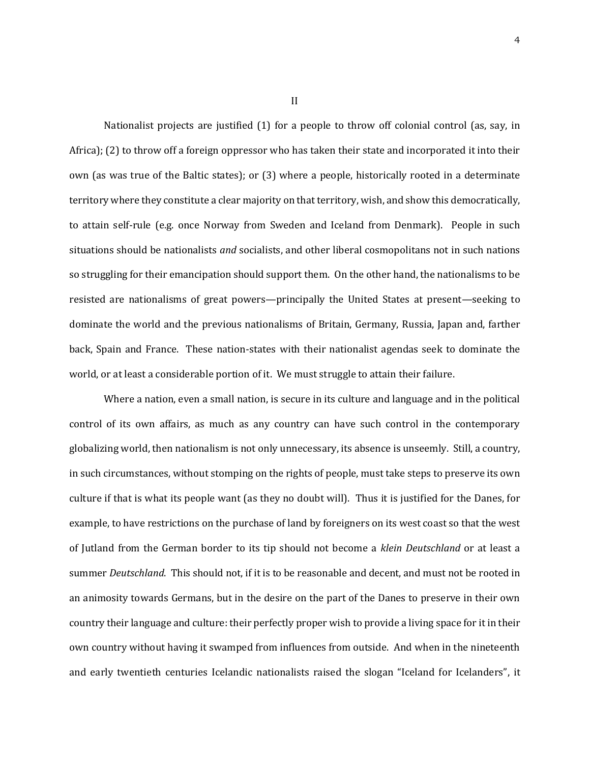## II

Nationalist projects are justified (1) for a people to throw off colonial control (as, say, in Africa); (2) to throw off a foreign oppressor who has taken their state and incorporated it into their own (as was true of the Baltic states); or (3) where a people, historically rooted in a determinate territory where they constitute a clear majority on that territory, wish, and show this democratically, to attain self-rule (e.g. once Norway from Sweden and Iceland from Denmark). People in such situations should be nationalists *and* socialists, and other liberal cosmopolitans not in such nations so struggling for their emancipation should support them. On the other hand, the nationalisms to be resisted are nationalisms of great powers—principally the United States at present—seeking to dominate the world and the previous nationalisms of Britain, Germany, Russia, Japan and, farther back, Spain and France. These nation-states with their nationalist agendas seek to dominate the world, or at least a considerable portion of it. We must struggle to attain their failure.

Where a nation, even a small nation, is secure in its culture and language and in the political control of its own affairs, as much as any country can have such control in the contemporary globalizing world, then nationalism is not only unnecessary, its absence is unseemly. Still, a country, in such circumstances, without stomping on the rights of people, must take steps to preserve its own culture if that is what its people want (as they no doubt will). Thus it is justified for the Danes, for example, to have restrictions on the purchase of land by foreigners on its west coast so that the west of Jutland from the German border to its tip should not become a *klein Deutschland* or at least a summer *Deutschland*. This should not, if it is to be reasonable and decent, and must not be rooted in an animosity towards Germans, but in the desire on the part of the Danes to preserve in their own country their language and culture: their perfectly proper wish to provide a living space for it in their own country without having it swamped from influences from outside. And when in the nineteenth and early twentieth centuries Icelandic nationalists raised the slogan "Iceland for Icelanders", it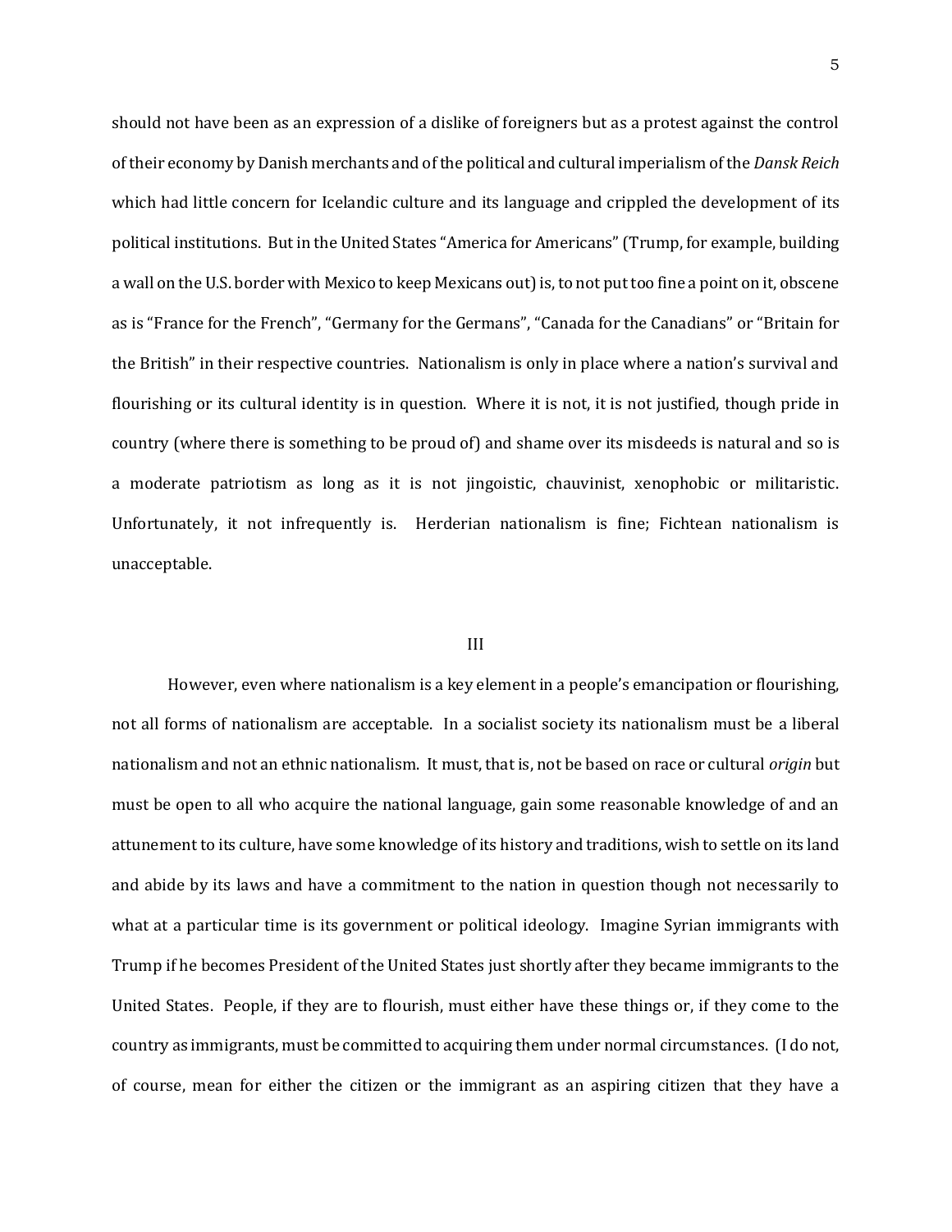should not have been as an expression of a dislike of foreigners but as a protest against the control of their economy by Danish merchants and of the political and cultural imperialism of the *Dansk Reich* which had little concern for Icelandic culture and its language and crippled the development of its political institutions. But in the United States "America for Americans" (Trump, for example, building a wall on the U.S. border with Mexico to keep Mexicans out) is, to not put too fine a point on it, obscene as is "France for the French", "Germany for the Germans", "Canada for the Canadians" or "Britain for the British" in their respective countries. Nationalism is only in place where a nation's survival and flourishing or its cultural identity is in question. Where it is not, it is not justified, though pride in country (where there is something to be proud of) and shame over its misdeeds is natural and so is a moderate patriotism as long as it is not jingoistic, chauvinist, xenophobic or militaristic. Unfortunately, it not infrequently is. Herderian nationalism is fine; Fichtean nationalism is unacceptable.

## III

However, even where nationalism is a key element in a people's emancipation or flourishing, not all forms of nationalism are acceptable. In a socialist society its nationalism must be a liberal nationalism and not an ethnic nationalism. It must, that is, not be based on race or cultural *origin* but must be open to all who acquire the national language, gain some reasonable knowledge of and an attunement to its culture, have some knowledge of its history and traditions, wish to settle on its land and abide by its laws and have a commitment to the nation in question though not necessarily to what at a particular time is its government or political ideology. Imagine Syrian immigrants with Trump if he becomes President of the United States just shortly after they became immigrants to the United States. People, if they are to flourish, must either have these things or, if they come to the country as immigrants, must be committed to acquiring them under normal circumstances. (I do not, of course, mean for either the citizen or the immigrant as an aspiring citizen that they have a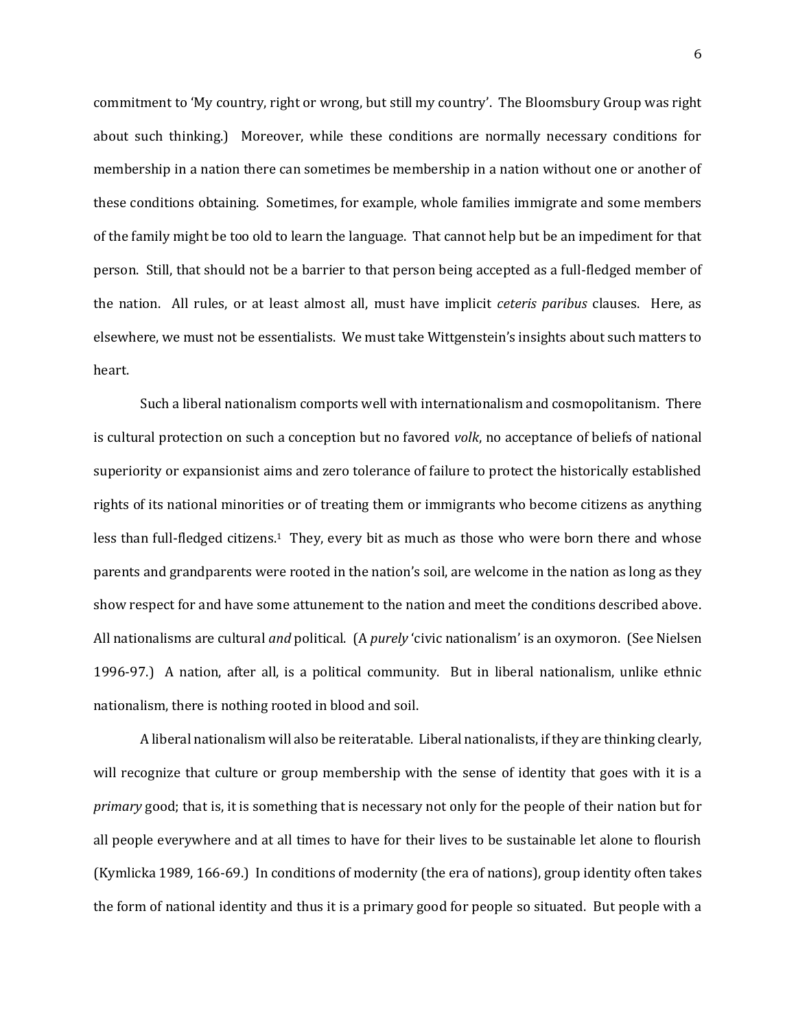commitment to 'My country, right or wrong, but still my country'. The Bloomsbury Group was right about such thinking.) Moreover, while these conditions are normally necessary conditions for membership in a nation there can sometimes be membership in a nation without one or another of these conditions obtaining. Sometimes, for example, whole families immigrate and some members of the family might be too old to learn the language. That cannot help but be an impediment for that person. Still, that should not be a barrier to that person being accepted as a full-fledged member of the nation. All rules, or at least almost all, must have implicit *ceteris paribus* clauses. Here, as elsewhere, we must not be essentialists. We must take Wittgenstein's insights about such matters to heart.

Such a liberal nationalism comports well with internationalism and cosmopolitanism. There is cultural protection on such a conception but no favored *volk*, no acceptance of beliefs of national superiority or expansionist aims and zero tolerance of failure to protect the historically established rights of its national minorities or of treating them or immigrants who become citizens as anything less than full-fledged citizens.[1] They, every bit as much as those who were born there and whose parents and grandparents were rooted in the nation's soil, are welcome in the nation as long as they show respect for and have some attunement to the nation and meet the conditions described above. All nationalisms are cultural *and* political. (A *purely* 'civic nationalism' is an oxymoron. (See Nielsen 1996-97.) A nation, after all, is a political community. But in liberal nationalism, unlike ethnic nationalism, there is nothing rooted in blood and soil.

A liberal nationalism will also be reiteratable. Liberal nationalists, if they are thinking clearly, will recognize that culture or group membership with the sense of identity that goes with it is a *primary* good; that is, it is something that is necessary not only for the people of their nation but for all people everywhere and at all times to have for their lives to be sustainable let alone to flourish (Kymlicka 1989, 166-69.) In conditions of modernity (the era of nations), group identity often takes the form of national identity and thus it is a primary good for people so situated. But people with a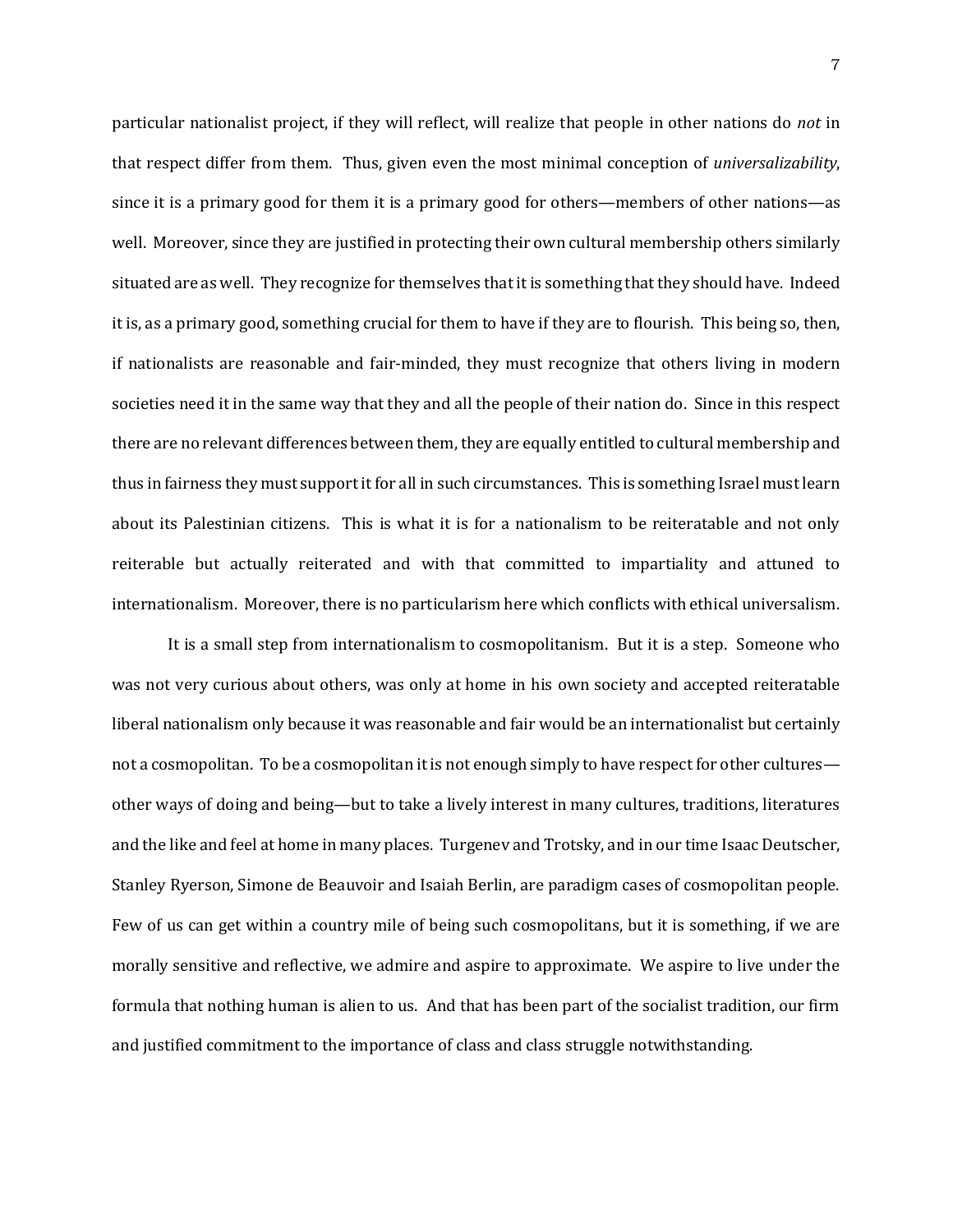particular nationalist project, if they will reflect, will realize that people in other nations do *not* in that respect differ from them. Thus, given even the most minimal conception of *universalizability*, since it is a primary good for them it is a primary good for others—members of other nations—as well. Moreover, since they are justified in protecting their own cultural membership others similarly situated are as well. They recognize for themselves that it is something that they should have. Indeed it is, as a primary good, something crucial for them to have if they are to flourish. This being so, then, if nationalists are reasonable and fair-minded, they must recognize that others living in modern societies need it in the same way that they and all the people of their nation do. Since in this respect there are no relevant differences between them, they are equally entitled to cultural membership and thus in fairness they must support it for all in such circumstances. This is something Israel must learn about its Palestinian citizens. This is what it is for a nationalism to be reiteratable and not only reiterable but actually reiterated and with that committed to impartiality and attuned to internationalism. Moreover, there is no particularism here which conflicts with ethical universalism.

It is a small step from internationalism to cosmopolitanism. But it is a step. Someone who was not very curious about others, was only at home in his own society and accepted reiteratable liberal nationalism only because it was reasonable and fair would be an internationalist but certainly not a cosmopolitan. To be a cosmopolitan it is not enough simply to have respect for other cultures—other ways of doing and being—but to take a lively interest in many cultures, traditions, literatures and the like and feel at home in many places. Turgenev and Trotsky, and in our time Isaac Deutscher, Stanley Ryerson, Simone de Beauvoir and Isaiah Berlin, are paradigm cases of cosmopolitan people. Few of us can get within a country mile of being such cosmopolitans, but it is something, if we are morally sensitive and reflective, we admire and aspire to approximate. We aspire to live under the formula that nothing human is alien to us. And that has been part of the socialist tradition, our firm and justified commitment to the importance of class and class struggle notwithstanding.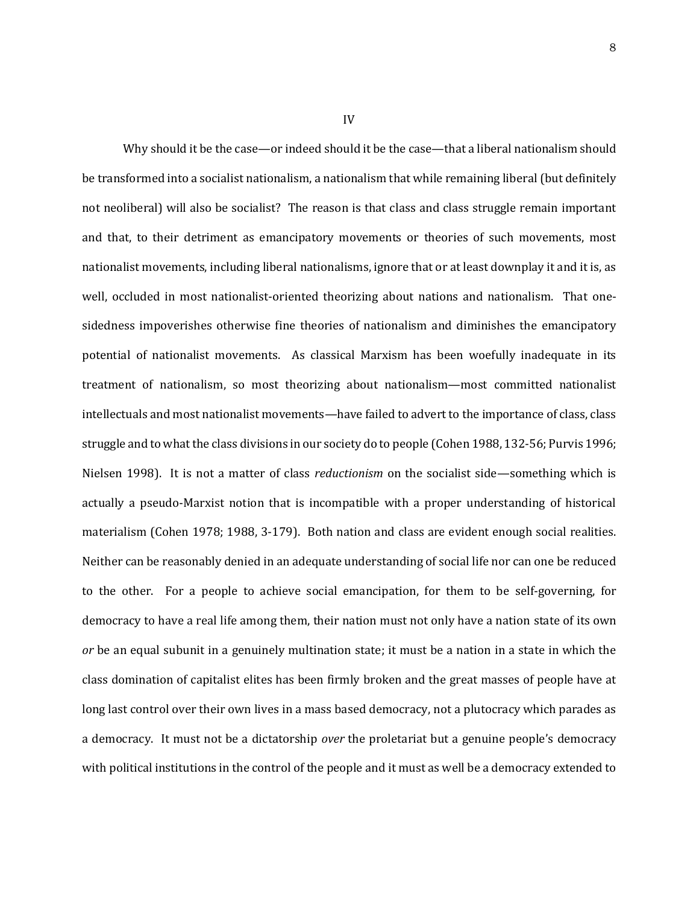## IV

Why should it be the case—or indeed should it be the case—that a liberal nationalism should be transformed into a socialist nationalism, a nationalism that while remaining liberal (but definitely not neoliberal) will also be socialist? The reason is that class and class struggle remain important and that, to their detriment as emancipatory movements or theories of such movements, most nationalist movements, including liberal nationalisms, ignore that or at least downplay it and it is, as well, occluded in most nationalist-oriented theorizing about nations and nationalism. That one-sidedness impoverishes otherwise fine theories of nationalism and diminishes the emancipatory potential of nationalist movements. As classical Marxism has been woefully inadequate in its treatment of nationalism, so most theorizing about nationalism—most committed nationalist intellectuals and most nationalist movements—have failed to advert to the importance of class, class struggle and to what the class divisions in our society do to people (Cohen 1988, 132-56; Purvis 1996; Nielsen 1998). It is not a matter of class *reductionism* on the socialist side—something which is actually a pseudo-Marxist notion that is incompatible with a proper understanding of historical materialism (Cohen 1978; 1988, 3-179). Both nation and class are evident enough social realities. Neither can be reasonably denied in an adequate understanding of social life nor can one be reduced to the other. For a people to achieve social emancipation, for them to be self-governing, for democracy to have a real life among them, their nation must not only have a nation state of its own *or* be an equal subunit in a genuinely multination state; it must be a nation in a state in which the class domination of capitalist elites has been firmly broken and the great masses of people have at long last control over their own lives in a mass based democracy, not a plutocracy which parades as a democracy. It must not be a dictatorship *over* the proletariat but a genuine people's democracy with political institutions in the control of the people and it must as well be a democracy extended to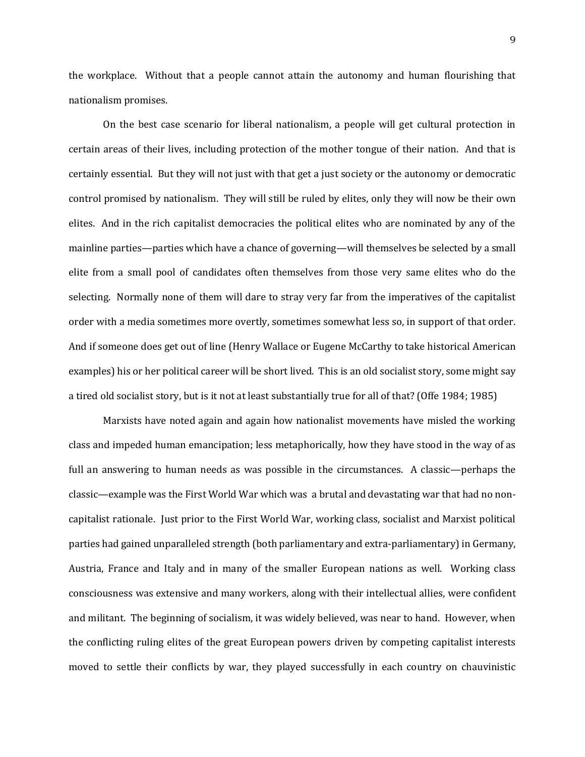the workplace. Without that a people cannot attain the autonomy and human flourishing that nationalism promises.

On the best case scenario for liberal nationalism, a people will get cultural protection in certain areas of their lives, including protection of the mother tongue of their nation. And that is certainly essential. But they will not just with that get a just society or the autonomy or democratic control promised by nationalism. They will still be ruled by elites, only they will now be their own elites. And in the rich capitalist democracies the political elites who are nominated by any of the mainline parties—parties which have a chance of governing—will themselves be selected by a small elite from a small pool of candidates often themselves from those very same elites who do the selecting. Normally none of them will dare to stray very far from the imperatives of the capitalist order with a media sometimes more overtly, sometimes somewhat less so, in support of that order. And if someone does get out of line (Henry Wallace or Eugene McCarthy to take historical American examples) his or her political career will be short lived. This is an old socialist story, some might say a tired old socialist story, but is it not at least substantially true for all of that? (Offe 1984; 1985)

Marxists have noted again and again how nationalist movements have misled the working class and impeded human emancipation; less metaphorically, how they have stood in the way of as full an answering to human needs as was possible in the circumstances. A classic—perhaps the classic—example was the First World War which was a brutal and devastating war that had no non-capitalist rationale. Just prior to the First World War, working class, socialist and Marxist political parties had gained unparalleled strength (both parliamentary and extra-parliamentary) in Germany, Austria, France and Italy and in many of the smaller European nations as well. Working class consciousness was extensive and many workers, along with their intellectual allies, were confident and militant. The beginning of socialism, it was widely believed, was near to hand. However, when the conflicting ruling elites of the great European powers driven by competing capitalist interests moved to settle their conflicts by war, they played successfully in each country on chauvinistic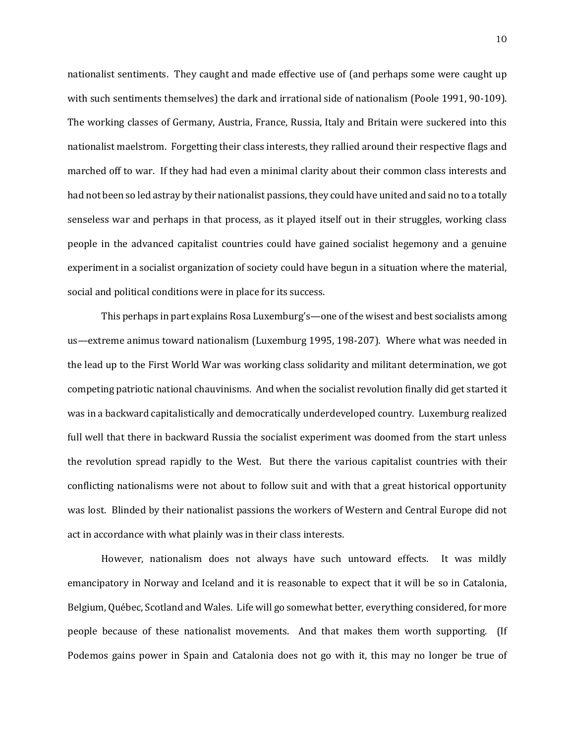nationalist sentiments. They caught and made effective use of (and perhaps some were caught up with such sentiments themselves) the dark and irrational side of nationalism (Poole 1991, 90-109). The working classes of Germany, Austria, France, Russia, Italy and Britain were suckered into this nationalist maelstrom. Forgetting their class interests, they rallied around their respective flags and marched off to war. If they had had even a minimal clarity about their common class interests and had not been so led astray by their nationalist passions, they could have united and said no to a totally senseless war and perhaps in that process, as it played itself out in their struggles, working class people in the advanced capitalist countries could have gained socialist hegemony and a genuine experiment in a socialist organization of society could have begun in a situation where the material, social and political conditions were in place for its success.

This perhaps in part explains Rosa Luxemburg's—one of the wisest and best socialists among us—extreme animus toward nationalism (Luxemburg 1995, 198-207). Where what was needed in the lead up to the First World War was working class solidarity and militant determination, we got competing patriotic national chauvinisms. And when the socialist revolution finally did get started it was in a backward capitalistically and democratically underdeveloped country. Luxemburg realized full well that there in backward Russia the socialist experiment was doomed from the start unless the revolution spread rapidly to the West. But there the various capitalist countries with their conflicting nationalisms were not about to follow suit and with that a great historical opportunity was lost. Blinded by their nationalist passions the workers of Western and Central Europe did not act in accordance with what plainly was in their class interests.

However, nationalism does not always have such untoward effects. It was mildly emancipatory in Norway and Iceland and it is reasonable to expect that it will be so in Catalonia, Belgium, Québec, Scotland and Wales. Life will go somewhat better, everything considered, for more people because of these nationalist movements. And that makes them worth supporting. (If Podemos gains power in Spain and Catalonia does not go with it, this may no longer be true of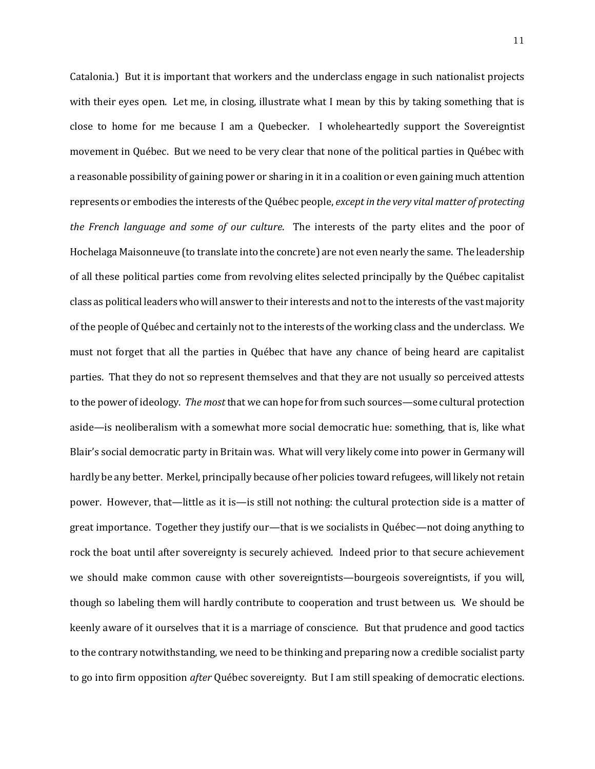Catalonia.) But it is important that workers and the underclass engage in such nationalist projects with their eyes open. Let me, in closing, illustrate what I mean by this by taking something that is close to home for me because I am a Quebecker. I wholeheartedly support the Sovereigntist movement in Québec. But we need to be very clear that none of the political parties in Québec with a reasonable possibility of gaining power or sharing in it in a coalition or even gaining much attention represents or embodies the interests of the Québec people, *except in the very vital matter of protecting the French language and some of our culture*. The interests of the party elites and the poor of Hochelaga Maisonneuve (to translate into the concrete) are not even nearly the same. The leadership of all these political parties come from revolving elites selected principally by the Québec capitalist class as political leaders who will answer to their interests and not to the interests of the vast majority of the people of Québec and certainly not to the interests of the working class and the underclass. We must not forget that all the parties in Québec that have any chance of being heard are capitalist parties. That they do not so represent themselves and that they are not usually so perceived attests to the power of ideology. *The most* that we can hope for from such sources—some cultural protection aside—is neoliberalism with a somewhat more social democratic hue: something, that is, like what Blair's social democratic party in Britain was. What will very likely come into power in Germany will hardly be any better. Merkel, principally because of her policies toward refugees, will likely not retain power. However, that—little as it is—is still not nothing: the cultural protection side is a matter of great importance. Together they justify our—that is we socialists in Québec—not doing anything to rock the boat until after sovereignty is securely achieved. Indeed prior to that secure achievement we should make common cause with other sovereigntists—bourgeois sovereigntists, if you will, though so labeling them will hardly contribute to cooperation and trust between us. We should be keenly aware of it ourselves that it is a marriage of conscience. But that prudence and good tactics to the contrary notwithstanding, we need to be thinking and preparing now a credible socialist party to go into firm opposition *after* Québec sovereignty. But I am still speaking of democratic elections.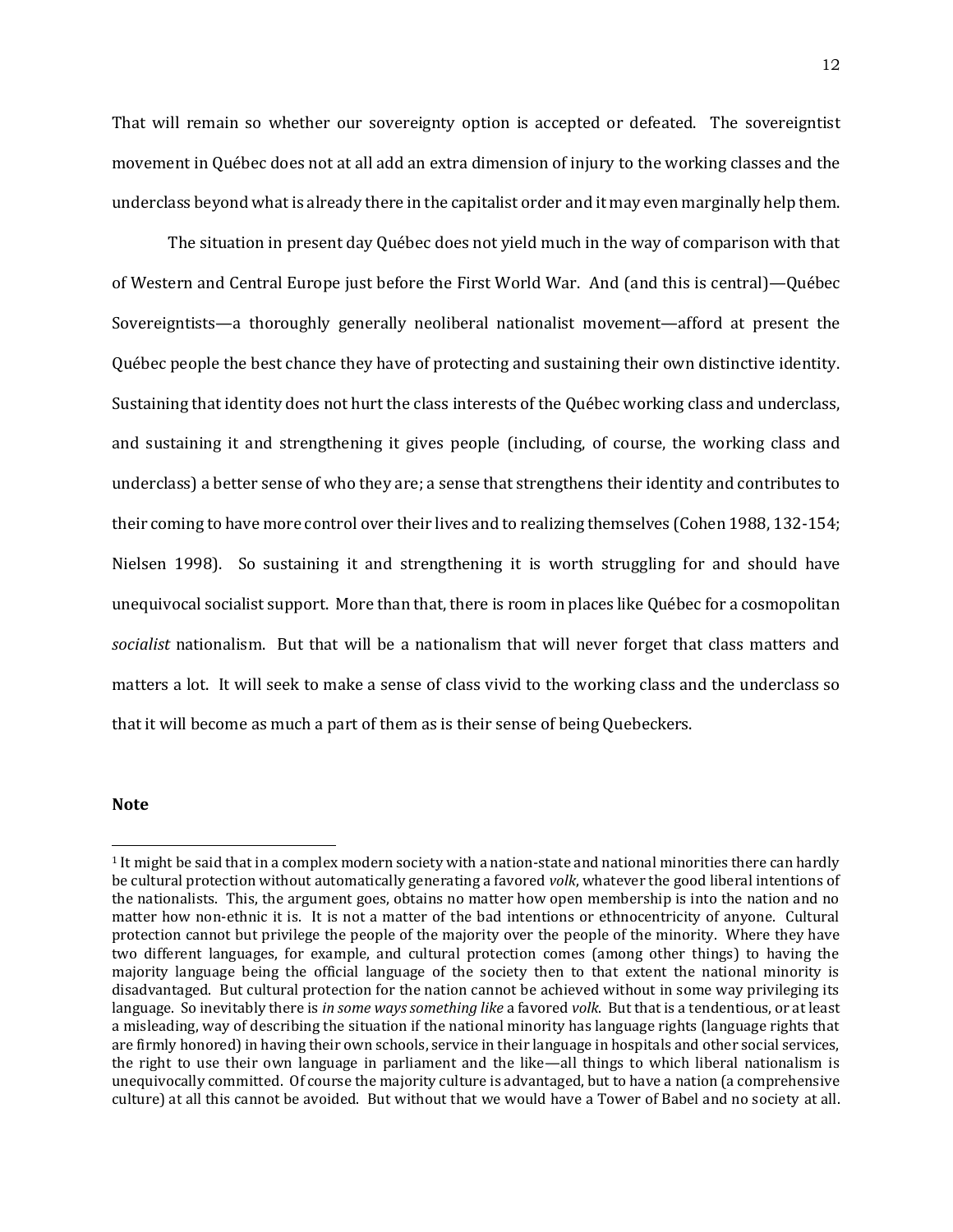That will remain so whether our sovereignty option is accepted or defeated. The sovereigntist movement in Québec does not at all add an extra dimension of injury to the working classes and the underclass beyond what is already there in the capitalist order and it may even marginally help them.

The situation in present day Québec does not yield much in the way of comparison with that of Western and Central Europe just before the First World War. And (and this is central)—Québec Sovereigntists—a thoroughly generally neoliberal nationalist movement—afford at present the Québec people the best chance they have of protecting and sustaining their own distinctive identity. Sustaining that identity does not hurt the class interests of the Québec working class and underclass, and sustaining it and strengthening it gives people (including, of course, the working class and underclass) a better sense of who they are; a sense that strengthens their identity and contributes to their coming to have more control over their lives and to realizing themselves (Cohen 1988, 132-154; Nielsen 1998). So sustaining it and strengthening it is worth struggling for and should have unequivocal socialist support. More than that, there is room in places like Québec for a cosmopolitan *socialist* nationalism. But that will be a nationalism that will never forget that class matters and matters a lot. It will seek to make a sense of class vivid to the working class and the underclass so that it will become as much a part of them as is their sense of being Quebeckers.

**Note**

[1] It might be said that in a complex modern society with a nation-state and national minorities there can hardly be cultural protection without automatically generating a favored *volk*, whatever the good liberal intentions of the nationalists. This, the argument goes, obtains no matter how open membership is into the nation and no matter how non-ethnic it is. It is not a matter of the bad intentions or ethnocentricity of anyone. Cultural protection cannot but privilege the people of the majority over the people of the minority. Where they have two different languages, for example, and cultural protection comes (among other things) to having the majority language being the official language of the society then to that extent the national minority is disadvantaged. But cultural protection for the nation cannot be achieved without in some way privileging its language. So inevitably there is *in some ways something like* a favored *volk*. But that is a tendentious, or at least a misleading, way of describing the situation if the national minority has language rights (language rights that are firmly honored) in having their own schools, service in their language in hospitals and other social services, the right to use their own language in parliament and the like—all things to which liberal nationalism is unequivocally committed. Of course the majority culture is advantaged, but to have a nation (a comprehensive culture) at all this cannot be avoided. But without that we would have a Tower of Babel and no society at all.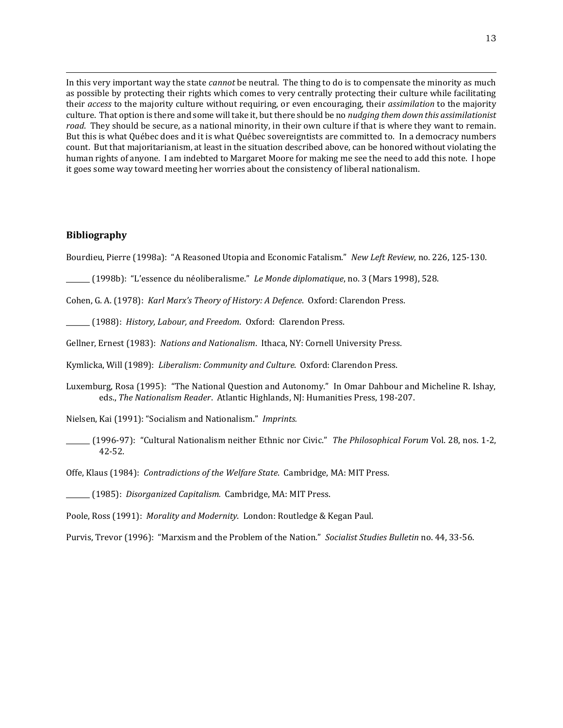In this very important way the state *cannot* be neutral. The thing to do is to compensate the minority as much as possible by protecting their rights which comes to very centrally protecting their culture while facilitating their *access* to the majority culture without requiring, or even encouraging, their *assimilation* to the majority culture. That option is there and some will take it, but there should be no *nudging them down this assimilationist road*. They should be secure, as a national minority, in their own culture if that is where they want to remain. But this is what Québec does and it is what Québec sovereigntists are committed to. In a democracy numbers count. But that majoritarianism, at least in the situation described above, can be honored without violating the human rights of anyone. I am indebted to Margaret Moore for making me see the need to add this note. I hope it goes some way toward meeting her worries about the consistency of liberal nationalism.

## Bibliography

Bourdieu, Pierre (1998a): "A Reasoned Utopia and Economic Fatalism." *New Left Review*, no. 226, 125-130.

_______ (1998b): "L'essence du néoliberalisme." *Le Monde diplomatique*, no. 3 (Mars 1998), 528.

Cohen, G. A. (1978): *Karl Marx's Theory of History: A Defence*. Oxford: Clarendon Press.

_______ (1988): *History, Labour, and Freedom*. Oxford: Clarendon Press.

Gellner, Ernest (1983): *Nations and Nationalism*. Ithaca, NY: Cornell University Press.

Kymlicka, Will (1989): *Liberalism: Community and Culture*. Oxford: Clarendon Press.

Luxemburg, Rosa (1995): "The National Question and Autonomy." In Omar Dahbour and Micheline R. Ishay, eds., *The Nationalism Reader*. Atlantic Highlands, NJ: Humanities Press, 198-207.

Nielsen, Kai (1991): "Socialism and Nationalism." *Imprints.*

_______ (1996-97): "Cultural Nationalism neither Ethnic nor Civic." *The Philosophical Forum* Vol. 28, nos. 1-2, 42-52.

Offe, Klaus (1984): *Contradictions of the Welfare State*. Cambridge, MA: MIT Press.

_______ (1985): *Disorganized Capitalism.* Cambridge, MA: MIT Press.

Poole, Ross (1991): *Morality and Modernity*. London: Routledge & Kegan Paul.

Purvis, Trevor (1996): "Marxism and the Problem of the Nation." *Socialist Studies Bulletin* no. 44, 33-56.